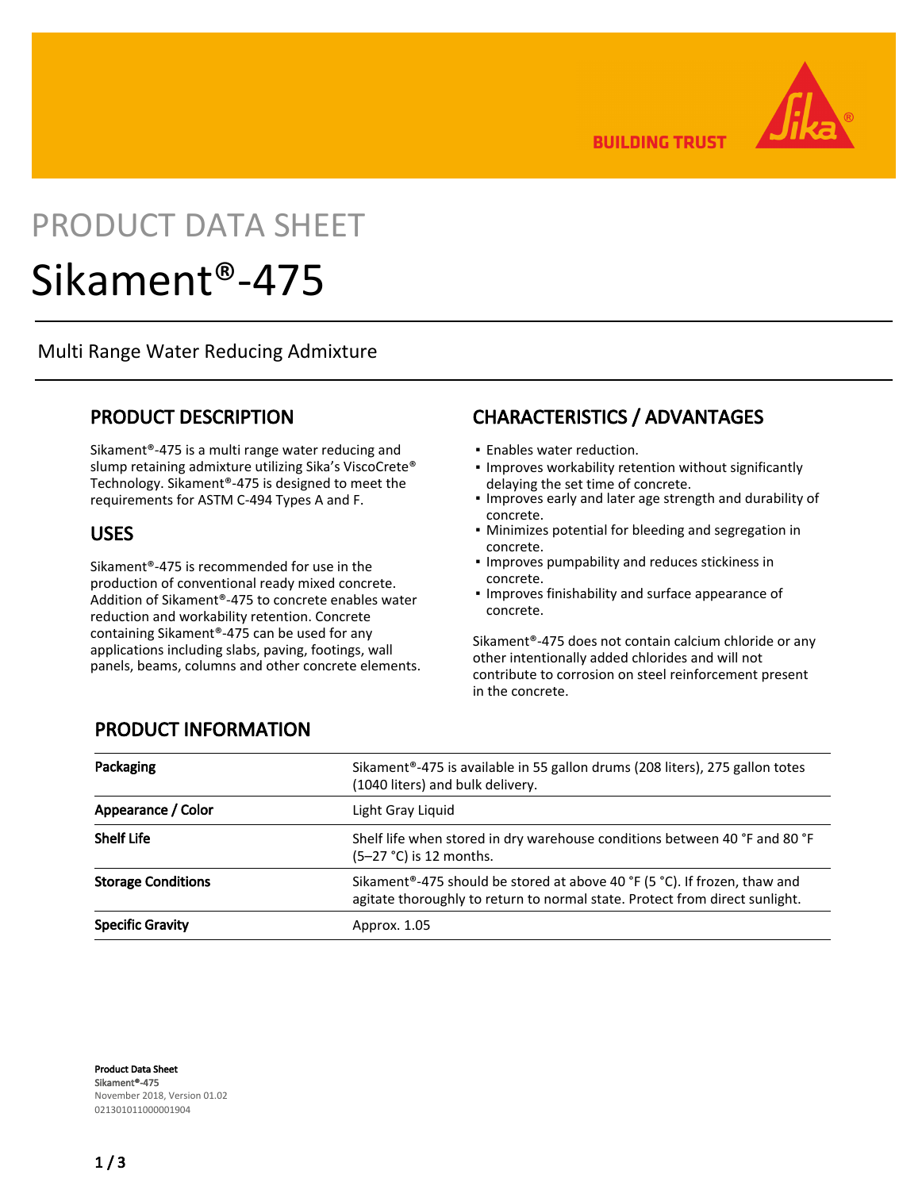BUILDING TRUST

PRODUCT DATA SHEET

# Sikament®-475

Multi Range Water Reducing Admixture

## PRODUCT DESCRIPTION

Sikament®-475 is a multi range water reducing and slump retaining admixture utilizing Sika's ViscoCrete® Technology. Sikament®-475 is designed to meet the requirements for ASTM C-494 Types A and F.

## USES

Sikament®-475 is recommended for use in the production of conventional ready mixed concrete. Addition of Sikament®-475 to concrete enables water reduction and workability retention. Concrete containing Sikament®-475 can be used for any applications including slabs, paving, footings, wall panels, beams, columns and other concrete elements.

## CHARACTERISTICS / ADVANTAGES

- Enables water reduction.
- Improves workability retention without significantly delaying the set time of concrete.
- Improves early and later age strength and durability of concrete.
- Minimizes potential for bleeding and segregation in concrete.
- Improves pumpability and reduces stickiness in concrete.
- Improves finishability and surface appearance of concrete.

Sikament®-475 does not contain calcium chloride or any other intentionally added chlorides and will not contribute to corrosion on steel reinforcement present in the concrete.

## PRODUCT INFORMATION

| | |
|---|---|
| **Packaging** | Sikament®-475 is available in 55 gallon drums (208 liters), 275 gallon totes (1040 liters) and bulk delivery. |
| **Appearance / Color** | Light Gray Liquid |
| **Shelf Life** | Shelf life when stored in dry warehouse conditions between 40 °F and 80 °F (5–27 °C) is 12 months. |
| **Storage Conditions** | Sikament®-475 should be stored at above 40 °F (5 °C). If frozen, thaw and agitate thoroughly to return to normal state. Protect from direct sunlight. |
| **Specific Gravity** | Approx. 1.05 |

**Product Data Sheet**
**Sikament®-475**
November 2018, Version 01.02
021301011000001904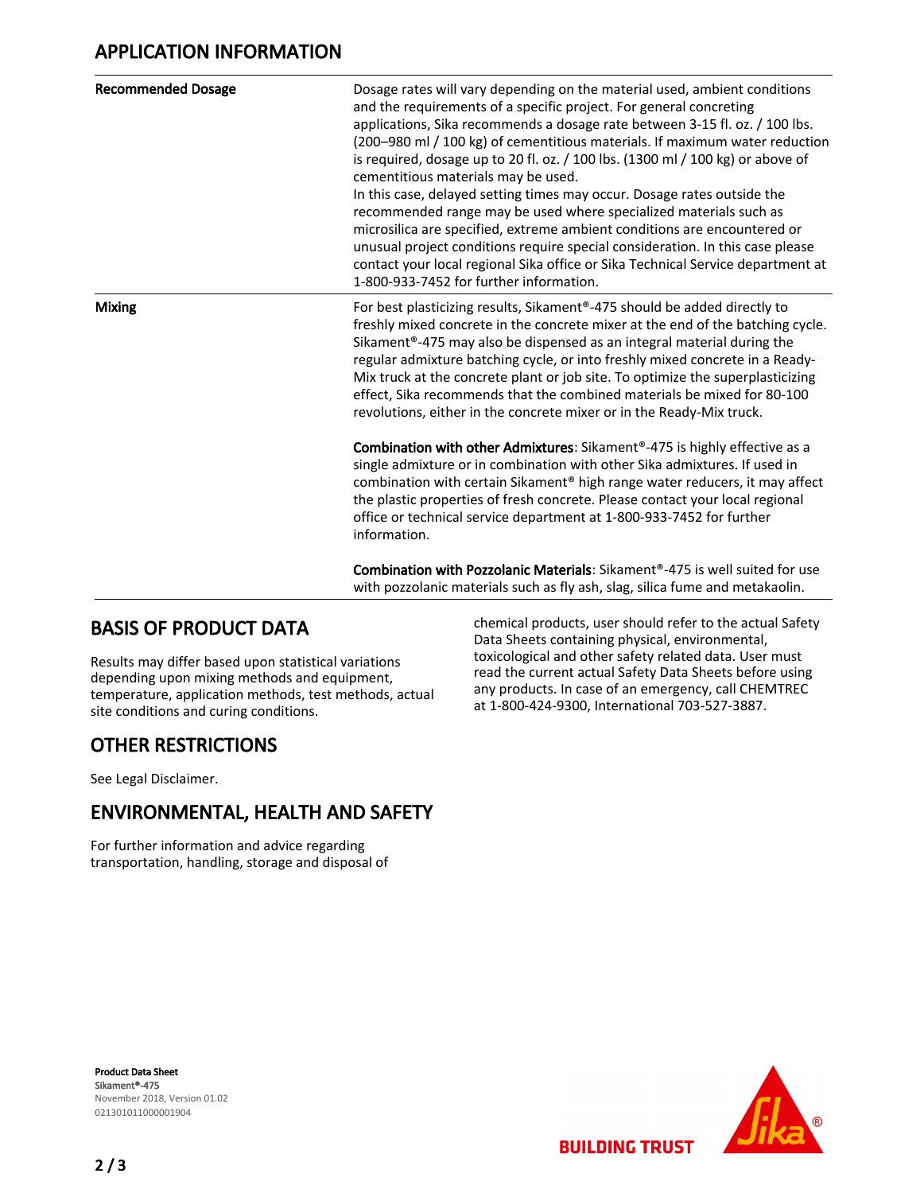## APPLICATION INFORMATION

| | |
|---|---|
| **Recommended Dosage** | Dosage rates will vary depending on the material used, ambient conditions and the requirements of a specific project. For general concreting applications, Sika recommends a dosage rate between 3-15 fl. oz. / 100 lbs. (200–980 ml / 100 kg) of cementitious materials. If maximum water reduction is required, dosage up to 20 fl. oz. / 100 lbs. (1300 ml / 100 kg) or above of cementitious materials may be used.<br>In this case, delayed setting times may occur. Dosage rates outside the recommended range may be used where specialized materials such as microsilica are specified, extreme ambient conditions are encountered or unusual project conditions require special consideration. In this case please contact your local regional Sika office or Sika Technical Service department at 1-800-933-7452 for further information. |
| **Mixing** | For best plasticizing results, Sikament®-475 should be added directly to freshly mixed concrete in the concrete mixer at the end of the batching cycle. Sikament®-475 may also be dispensed as an integral material during the regular admixture batching cycle, or into freshly mixed concrete in a Ready-Mix truck at the concrete plant or job site. To optimize the superplasticizing effect, Sika recommends that the combined materials be mixed for 80-100 revolutions, either in the concrete mixer or in the Ready-Mix truck.<br><br>**Combination with other Admixtures**: Sikament®-475 is highly effective as a single admixture or in combination with other Sika admixtures. If used in combination with certain Sikament® high range water reducers, it may affect the plastic properties of fresh concrete. Please contact your local regional office or technical service department at 1-800-933-7452 for further information.<br><br>**Combination with Pozzolanic Materials**: Sikament®-475 is well suited for use with pozzolanic materials such as fly ash, slag, silica fume and metakaolin. |

## BASIS OF PRODUCT DATA

Results may differ based upon statistical variations depending upon mixing methods and equipment, temperature, application methods, test methods, actual site conditions and curing conditions.

## OTHER RESTRICTIONS

See Legal Disclaimer.

## ENVIRONMENTAL, HEALTH AND SAFETY

For further information and advice regarding transportation, handling, storage and disposal of chemical products, user should refer to the actual Safety Data Sheets containing physical, environmental, toxicological and other safety related data. User must read the current actual Safety Data Sheets before using any products. In case of an emergency, call CHEMTREC at 1-800-424-9300, International 703-527-3887.

**Product Data Sheet**
**Sikament®-475**
November 2018, Version 01.02
021301011000001904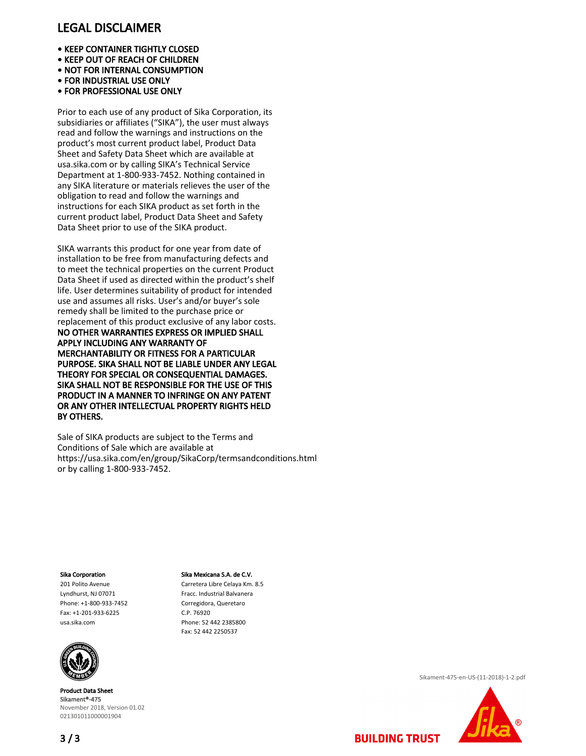## LEGAL DISCLAIMER

- **KEEP CONTAINER TIGHTLY CLOSED**
- **KEEP OUT OF REACH OF CHILDREN**
- **NOT FOR INTERNAL CONSUMPTION**
- **FOR INDUSTRIAL USE ONLY**
- **FOR PROFESSIONAL USE ONLY**

Prior to each use of any product of Sika Corporation, its subsidiaries or affiliates ("SIKA"), the user must always read and follow the warnings and instructions on the product's most current product label, Product Data Sheet and Safety Data Sheet which are available at usa.sika.com or by calling SIKA's Technical Service Department at 1-800-933-7452. Nothing contained in any SIKA literature or materials relieves the user of the obligation to read and follow the warnings and instructions for each SIKA product as set forth in the current product label, Product Data Sheet and Safety Data Sheet prior to use of the SIKA product.

SIKA warrants this product for one year from date of installation to be free from manufacturing defects and to meet the technical properties on the current Product Data Sheet if used as directed within the product's shelf life. User determines suitability of product for intended use and assumes all risks. User's and/or buyer's sole remedy shall be limited to the purchase price or replacement of this product exclusive of any labor costs. **NO OTHER WARRANTIES EXPRESS OR IMPLIED SHALL APPLY INCLUDING ANY WARRANTY OF MERCHANTABILITY OR FITNESS FOR A PARTICULAR PURPOSE. SIKA SHALL NOT BE LIABLE UNDER ANY LEGAL THEORY FOR SPECIAL OR CONSEQUENTIAL DAMAGES. SIKA SHALL NOT BE RESPONSIBLE FOR THE USE OF THIS PRODUCT IN A MANNER TO INFRINGE ON ANY PATENT OR ANY OTHER INTELLECTUAL PROPERTY RIGHTS HELD BY OTHERS.**

Sale of SIKA products are subject to the Terms and Conditions of Sale which are available at https://usa.sika.com/en/group/SikaCorp/termsandconditions.html or by calling 1-800-933-7452.

**Sika Corporation**
201 Polito Avenue
Lyndhurst, NJ 07071
Phone: +1-800-933-7452
Fax: +1-201-933-6225
usa.sika.com

**Sika Mexicana S.A. de C.V.**
Carretera Libre Celaya Km. 8.5
Fracc. Industrial Balvanera
Corregidora, Queretaro
C.P. 76920
Phone: 52 442 2385800
Fax: 52 442 2250537

**Product Data Sheet**
**Sikament®-475**
November 2018, Version 01.02
021301011000001904

Sikament-475-en-US-(11-2018)-1-2.pdf

BUILDING TRUST